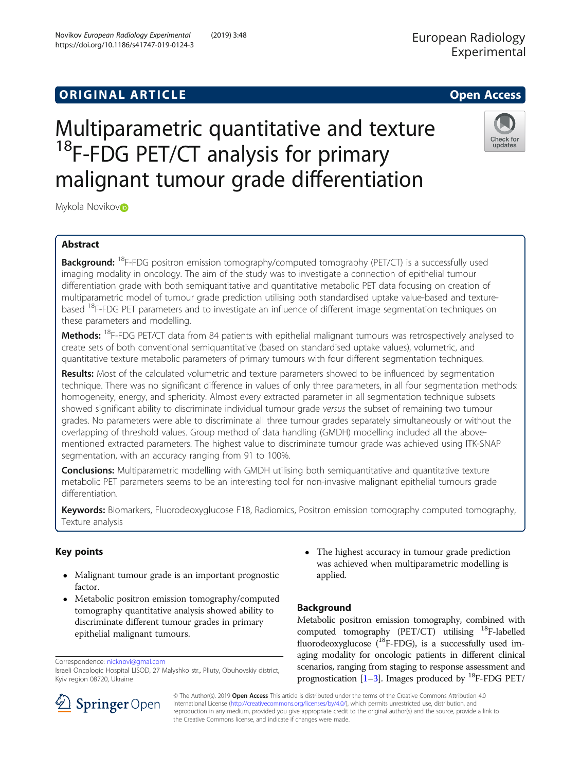ORIGINAL ARTICLE

Open Access

# Multiparametric quantitative and texture $^{18}$F-FDG PET/CT analysis for primary malignant tumour grade differentiation

Mykola Novikov

## Abstract

**Background:** $^{18}$F-FDG positron emission tomography/computed tomography (PET/CT) is a successfully used imaging modality in oncology. The aim of the study was to investigate a connection of epithelial tumour differentiation grade with both semiquantitative and quantitative metabolic PET data focusing on creation of multiparametric model of tumour grade prediction utilising both standardised uptake value-based and texture-based $^{18}$F-FDG PET parameters and to investigate an influence of different image segmentation techniques on these parameters and modelling.

**Methods:** $^{18}$F-FDG PET/CT data from 84 patients with epithelial malignant tumours was retrospectively analysed to create sets of both conventional semiquantitative (based on standardised uptake values), volumetric, and quantitative texture metabolic parameters of primary tumours with four different segmentation techniques.

**Results:** Most of the calculated volumetric and texture parameters showed to be influenced by segmentation technique. There was no significant difference in values of only three parameters, in all four segmentation methods: homogeneity, energy, and sphericity. Almost every extracted parameter in all segmentation technique subsets showed significant ability to discriminate individual tumour grade *versus* the subset of remaining two tumour grades. No parameters were able to discriminate all three tumour grades separately simultaneously or without the overlapping of threshold values. Group method of data handling (GMDH) modelling included all the above-mentioned extracted parameters. The highest value to discriminate tumour grade was achieved using ITK-SNAP segmentation, with an accuracy ranging from 91 to 100%.

**Conclusions:** Multiparametric modelling with GMDH utilising both semiquantitative and quantitative texture metabolic PET parameters seems to be an interesting tool for non-invasive malignant epithelial tumours grade differentiation.

**Keywords:** Biomarkers, Fluorodeoxyglucose F18, Radiomics, Positron emission tomography computed tomography, Texture analysis

## Key points

- Malignant tumour grade is an important prognostic factor.
- Metabolic positron emission tomography/computed tomography quantitative analysis showed ability to discriminate different tumour grades in primary epithelial malignant tumours.
- The highest accuracy in tumour grade prediction was achieved when multiparametric modelling is applied.

Correspondence: nicknovi@gmal.com
Israeli Oncologic Hospital LISOD, 27 Malyshko str., Pliuty, Obuhovskiy district, Kyiv region 08720, Ukraine

## Background

Metabolic positron emission tomography, combined with computed tomography (PET/CT) utilising $^{18}$F-labelled fluorodeoxyglucose ($^{18}$F-FDG), is a successfully used imaging modality for oncologic patients in different clinical scenarios, ranging from staging to response assessment and prognostication [1–3]. Images produced by $^{18}$F-FDG PET/

© The Author(s). 2019 **Open Access** This article is distributed under the terms of the Creative Commons Attribution 4.0 International License (http://creativecommons.org/licenses/by/4.0/), which permits unrestricted use, distribution, and reproduction in any medium, provided you give appropriate credit to the original author(s) and the source, provide a link to the Creative Commons license, and indicate if changes were made.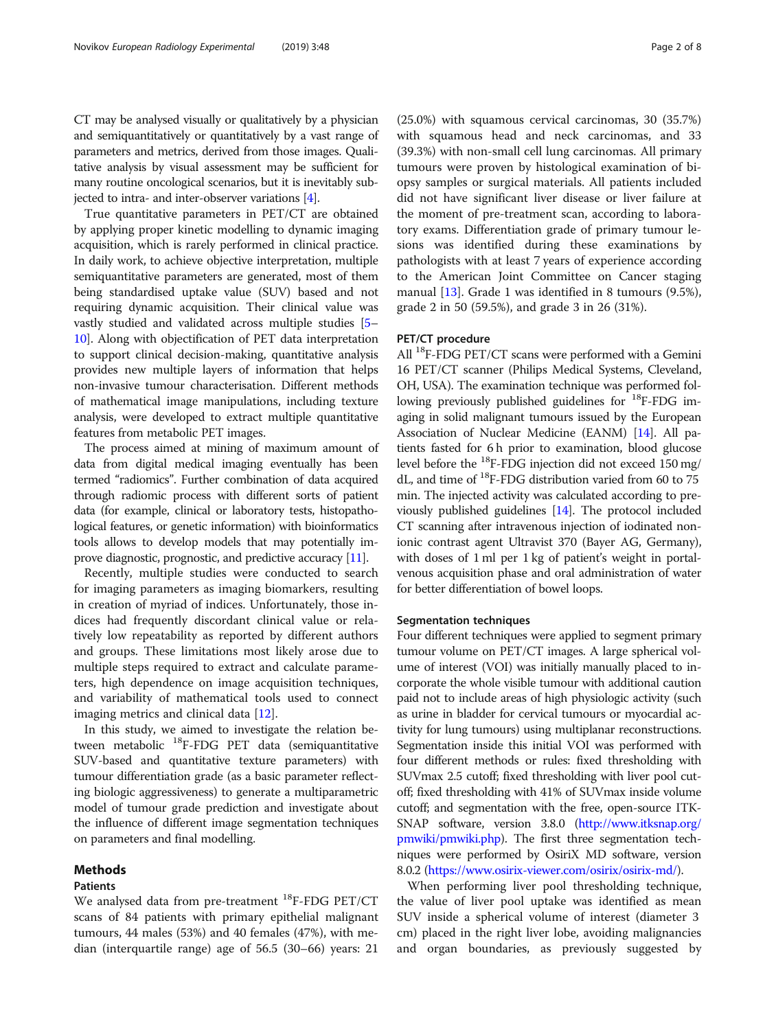CT may be analysed visually or qualitatively by a physician and semiquantitatively or quantitatively by a vast range of parameters and metrics, derived from those images. Qualitative analysis by visual assessment may be sufficient for many routine oncological scenarios, but it is inevitably subjected to intra- and inter-observer variations [4].

True quantitative parameters in PET/CT are obtained by applying proper kinetic modelling to dynamic imaging acquisition, which is rarely performed in clinical practice. In daily work, to achieve objective interpretation, multiple semiquantitative parameters are generated, most of them being standardised uptake value (SUV) based and not requiring dynamic acquisition. Their clinical value was vastly studied and validated across multiple studies [5–10]. Along with objectification of PET data interpretation to support clinical decision-making, quantitative analysis provides new multiple layers of information that helps non-invasive tumour characterisation. Different methods of mathematical image manipulations, including texture analysis, were developed to extract multiple quantitative features from metabolic PET images.

The process aimed at mining of maximum amount of data from digital medical imaging eventually has been termed "radiomics". Further combination of data acquired through radiomic process with different sorts of patient data (for example, clinical or laboratory tests, histopathological features, or genetic information) with bioinformatics tools allows to develop models that may potentially improve diagnostic, prognostic, and predictive accuracy [11].

Recently, multiple studies were conducted to search for imaging parameters as imaging biomarkers, resulting in creation of myriad of indices. Unfortunately, those indices had frequently discordant clinical value or relatively low repeatability as reported by different authors and groups. These limitations most likely arose due to multiple steps required to extract and calculate parameters, high dependence on image acquisition techniques, and variability of mathematical tools used to connect imaging metrics and clinical data [12].

In this study, we aimed to investigate the relation between metabolic $^{18}$F-FDG PET data (semiquantitative SUV-based and quantitative texture parameters) with tumour differentiation grade (as a basic parameter reflecting biologic aggressiveness) to generate a multiparametric model of tumour grade prediction and investigate about the influence of different image segmentation techniques on parameters and final modelling.

## Methods

### Patients

We analysed data from pre-treatment $^{18}$F-FDG PET/CT scans of 84 patients with primary epithelial malignant tumours, 44 males (53%) and 40 females (47%), with median (interquartile range) age of 56.5 (30–66) years: 21 (25.0%) with squamous cervical carcinomas, 30 (35.7%) with squamous head and neck carcinomas, and 33 (39.3%) with non-small cell lung carcinomas. All primary tumours were proven by histological examination of biopsy samples or surgical materials. All patients included did not have significant liver disease or liver failure at the moment of pre-treatment scan, according to laboratory exams. Differentiation grade of primary tumour lesions was identified during these examinations by pathologists with at least 7 years of experience according to the American Joint Committee on Cancer staging manual [13]. Grade 1 was identified in 8 tumours (9.5%), grade 2 in 50 (59.5%), and grade 3 in 26 (31%).

### PET/CT procedure

All $^{18}$F-FDG PET/CT scans were performed with a Gemini 16 PET/CT scanner (Philips Medical Systems, Cleveland, OH, USA). The examination technique was performed following previously published guidelines for $^{18}$F-FDG imaging in solid malignant tumours issued by the European Association of Nuclear Medicine (EANM) [14]. All patients fasted for 6 h prior to examination, blood glucose level before the $^{18}$F-FDG injection did not exceed 150 mg/dL, and time of $^{18}$F-FDG distribution varied from 60 to 75 min. The injected activity was calculated according to previously published guidelines [14]. The protocol included CT scanning after intravenous injection of iodinated non-ionic contrast agent Ultravist 370 (Bayer AG, Germany), with doses of 1 ml per 1 kg of patient's weight in portal-venous acquisition phase and oral administration of water for better differentiation of bowel loops.

### Segmentation techniques

Four different techniques were applied to segment primary tumour volume on PET/CT images. A large spherical volume of interest (VOI) was initially manually placed to incorporate the whole visible tumour with additional caution paid not to include areas of high physiologic activity (such as urine in bladder for cervical tumours or myocardial activity for lung tumours) using multiplanar reconstructions. Segmentation inside this initial VOI was performed with four different methods or rules: fixed thresholding with SUVmax 2.5 cutoff; fixed thresholding with liver pool cutoff; fixed thresholding with 41% of SUVmax inside volume cutoff; and segmentation with the free, open-source ITK-SNAP software, version 3.8.0 (http://www.itksnap.org/pmwiki/pmwiki.php). The first three segmentation techniques were performed by OsiriX MD software, version 8.0.2 (https://www.osirix-viewer.com/osirix/osirix-md/).

When performing liver pool thresholding technique, the value of liver pool uptake was identified as mean SUV inside a spherical volume of interest (diameter 3 cm) placed in the right liver lobe, avoiding malignancies and organ boundaries, as previously suggested by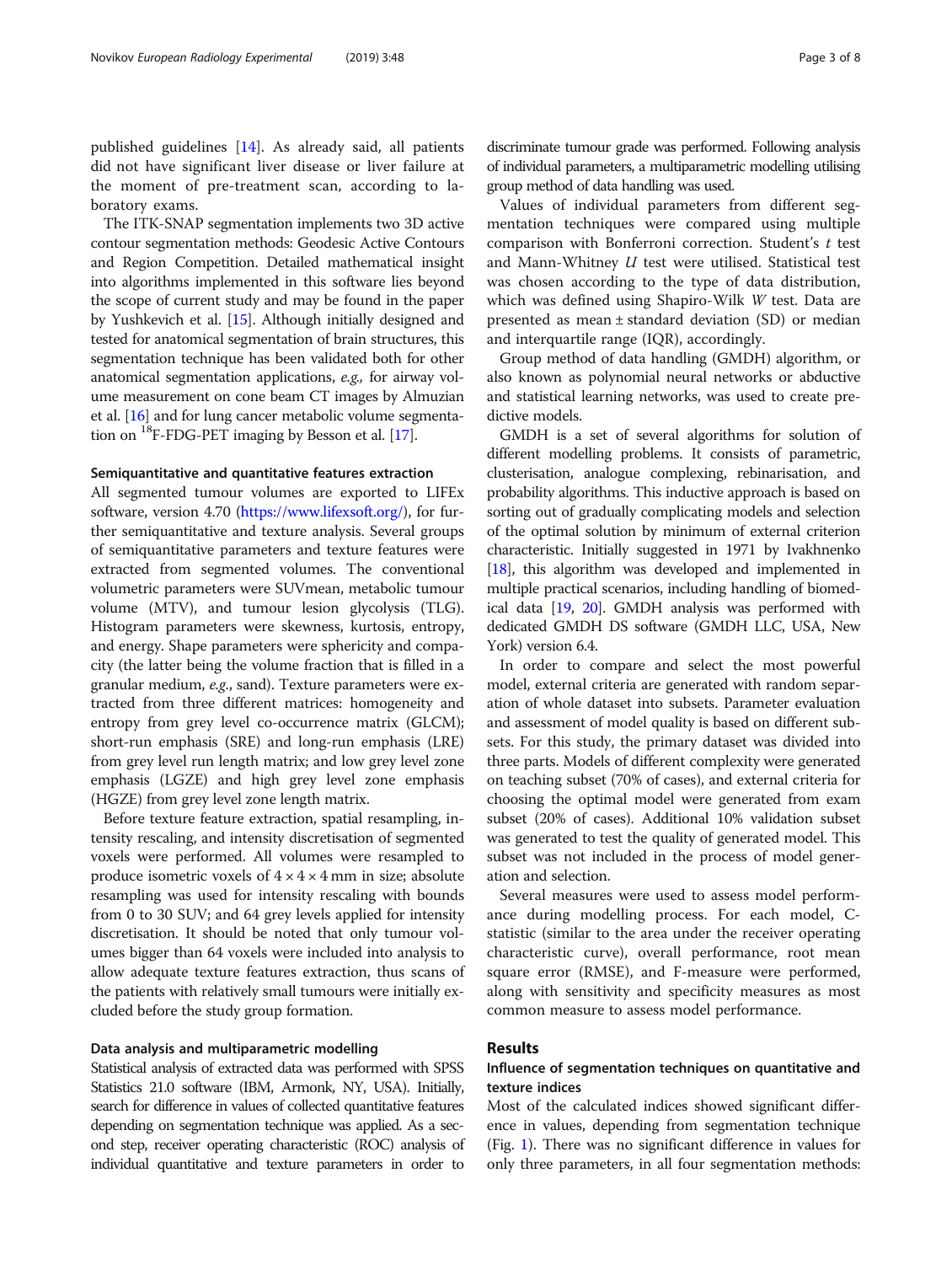published guidelines [14]. As already said, all patients did not have significant liver disease or liver failure at the moment of pre-treatment scan, according to laboratory exams.

The ITK-SNAP segmentation implements two 3D active contour segmentation methods: Geodesic Active Contours and Region Competition. Detailed mathematical insight into algorithms implemented in this software lies beyond the scope of current study and may be found in the paper by Yushkevich et al. [15]. Although initially designed and tested for anatomical segmentation of brain structures, this segmentation technique has been validated both for other anatomical segmentation applications, *e.g.,* for airway volume measurement on cone beam CT images by Almuzian et al. [16] and for lung cancer metabolic volume segmentation on $^{18}$F-FDG-PET imaging by Besson et al. [17].

#### Semiquantitative and quantitative features extraction

All segmented tumour volumes are exported to LIFEx software, version 4.70 (https://www.lifexsoft.org/), for further semiquantitative and texture analysis. Several groups of semiquantitative parameters and texture features were extracted from segmented volumes. The conventional volumetric parameters were SUVmean, metabolic tumour volume (MTV), and tumour lesion glycolysis (TLG). Histogram parameters were skewness, kurtosis, entropy, and energy. Shape parameters were sphericity and compacity (the latter being the volume fraction that is filled in a granular medium, *e.g.*, sand). Texture parameters were extracted from three different matrices: homogeneity and entropy from grey level co-occurrence matrix (GLCM); short-run emphasis (SRE) and long-run emphasis (LRE) from grey level run length matrix; and low grey level zone emphasis (LGZE) and high grey level zone emphasis (HGZE) from grey level zone length matrix.

Before texture feature extraction, spatial resampling, intensity rescaling, and intensity discretisation of segmented voxels were performed. All volumes were resampled to produce isometric voxels of $4 \times 4 \times 4$ mm in size; absolute resampling was used for intensity rescaling with bounds from 0 to 30 SUV; and 64 grey levels applied for intensity discretisation. It should be noted that only tumour volumes bigger than 64 voxels were included into analysis to allow adequate texture features extraction, thus scans of the patients with relatively small tumours were initially excluded before the study group formation.

#### Data analysis and multiparametric modelling

Statistical analysis of extracted data was performed with SPSS Statistics 21.0 software (IBM, Armonk, NY, USA). Initially, search for difference in values of collected quantitative features depending on segmentation technique was applied. As a second step, receiver operating characteristic (ROC) analysis of individual quantitative and texture parameters in order to discriminate tumour grade was performed. Following analysis of individual parameters, a multiparametric modelling utilising group method of data handling was used.

Values of individual parameters from different segmentation techniques were compared using multiple comparison with Bonferroni correction. Student's *t* test and Mann-Whitney *U* test were utilised. Statistical test was chosen according to the type of data distribution, which was defined using Shapiro-Wilk *W* test. Data are presented as mean ± standard deviation (SD) or median and interquartile range (IQR), accordingly.

Group method of data handling (GMDH) algorithm, or also known as polynomial neural networks or abductive and statistical learning networks, was used to create predictive models.

GMDH is a set of several algorithms for solution of different modelling problems. It consists of parametric, clusterisation, analogue complexing, rebinarisation, and probability algorithms. This inductive approach is based on sorting out of gradually complicating models and selection of the optimal solution by minimum of external criterion characteristic. Initially suggested in 1971 by Ivakhnenko [18], this algorithm was developed and implemented in multiple practical scenarios, including handling of biomedical data [19, 20]. GMDH analysis was performed with dedicated GMDH DS software (GMDH LLC, USA, New York) version 6.4.

In order to compare and select the most powerful model, external criteria are generated with random separation of whole dataset into subsets. Parameter evaluation and assessment of model quality is based on different subsets. For this study, the primary dataset was divided into three parts. Models of different complexity were generated on teaching subset (70% of cases), and external criteria for choosing the optimal model were generated from exam subset (20% of cases). Additional 10% validation subset was generated to test the quality of generated model. This subset was not included in the process of model generation and selection.

Several measures were used to assess model performance during modelling process. For each model, C-statistic (similar to the area under the receiver operating characteristic curve), overall performance, root mean square error (RMSE), and F-measure were performed, along with sensitivity and specificity measures as most common measure to assess model performance.

## Results

### Influence of segmentation techniques on quantitative and texture indices

Most of the calculated indices showed significant difference in values, depending from segmentation technique (Fig. 1). There was no significant difference in values for only three parameters, in all four segmentation methods: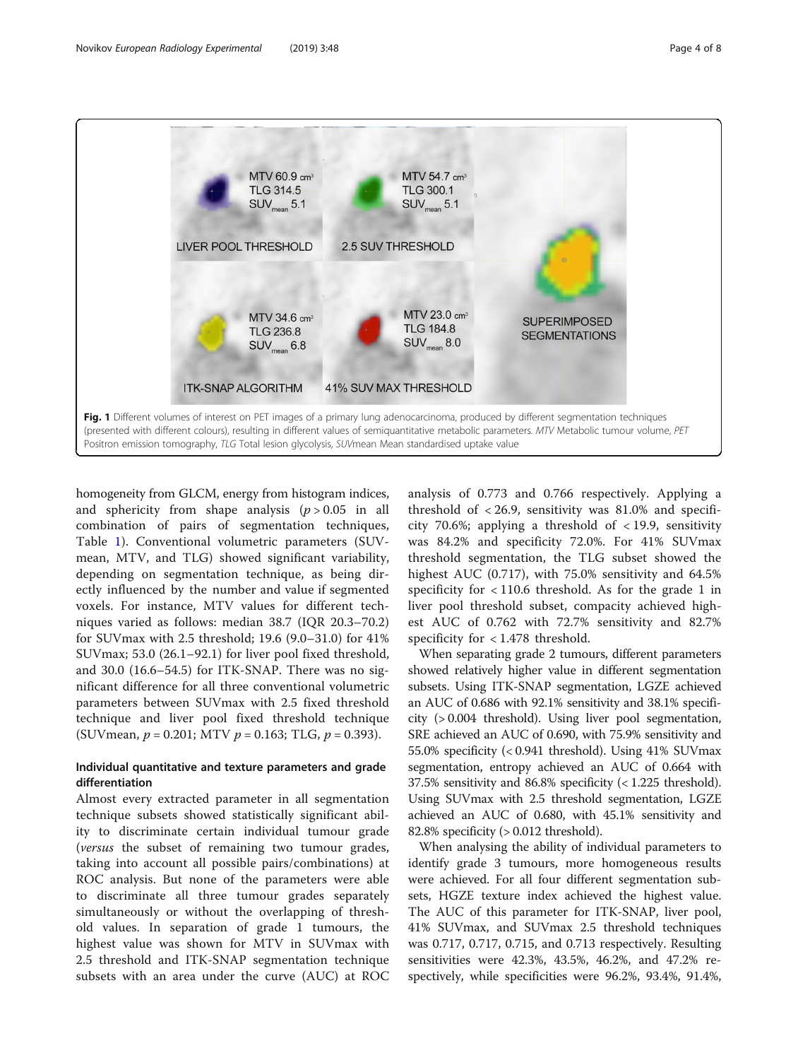Fig. 1 Different volumes of interest on PET images of a primary lung adenocarcinoma, produced by different segmentation techniques (presented with different colours), resulting in different values of semiquantitative metabolic parameters. *MTV* Metabolic tumour volume, *PET* Positron emission tomography, *TLG* Total lesion glycolysis, *SUVmean* Mean standardised uptake value

homogeneity from GLCM, energy from histogram indices, and sphericity from shape analysis ($p > 0.05$ in all combination of pairs of segmentation techniques, Table 1). Conventional volumetric parameters (SUVmean, MTV, and TLG) showed significant variability, depending on segmentation technique, as being directly influenced by the number and value if segmented voxels. For instance, MTV values for different techniques varied as follows: median 38.7 (IQR 20.3–70.2) for SUVmax with 2.5 threshold; 19.6 (9.0–31.0) for 41% SUVmax; 53.0 (26.1–92.1) for liver pool fixed threshold, and 30.0 (16.6–54.5) for ITK-SNAP. There was no significant difference for all three conventional volumetric parameters between SUVmax with 2.5 fixed threshold technique and liver pool fixed threshold technique (SUVmean, $p = 0.201$; MTV $p = 0.163$; TLG, $p = 0.393$).

### Individual quantitative and texture parameters and grade differentiation

Almost every extracted parameter in all segmentation technique subsets showed statistically significant ability to discriminate certain individual tumour grade (*versus* the subset of remaining two tumour grades, taking into account all possible pairs/combinations) at ROC analysis. But none of the parameters were able to discriminate all three tumour grades separately simultaneously or without the overlapping of threshold values. In separation of grade 1 tumours, the highest value was shown for MTV in SUVmax with 2.5 threshold and ITK-SNAP segmentation technique subsets with an area under the curve (AUC) at ROC analysis of 0.773 and 0.766 respectively. Applying a threshold of < 26.9, sensitivity was 81.0% and specificity 70.6%; applying a threshold of < 19.9, sensitivity was 84.2% and specificity 72.0%. For 41% SUVmax threshold segmentation, the TLG subset showed the highest AUC (0.717), with 75.0% sensitivity and 64.5% specificity for < 110.6 threshold. As for the grade 1 in liver pool threshold subset, compacity achieved highest AUC of 0.762 with 72.7% sensitivity and 82.7% specificity for < 1.478 threshold.

When separating grade 2 tumours, different parameters showed relatively higher value in different segmentation subsets. Using ITK-SNAP segmentation, LGZE achieved an AUC of 0.686 with 92.1% sensitivity and 38.1% specificity (> 0.004 threshold). Using liver pool segmentation, SRE achieved an AUC of 0.690, with 75.9% sensitivity and 55.0% specificity (< 0.941 threshold). Using 41% SUVmax segmentation, entropy achieved an AUC of 0.664 with 37.5% sensitivity and 86.8% specificity (< 1.225 threshold). Using SUVmax with 2.5 threshold segmentation, LGZE achieved an AUC of 0.680, with 45.1% sensitivity and 82.8% specificity (> 0.012 threshold).

When analysing the ability of individual parameters to identify grade 3 tumours, more homogeneous results were achieved. For all four different segmentation subsets, HGZE texture index achieved the highest value. The AUC of this parameter for ITK-SNAP, liver pool, 41% SUVmax, and SUVmax 2.5 threshold techniques was 0.717, 0.717, 0.715, and 0.713 respectively. Resulting sensitivities were 42.3%, 43.5%, 46.2%, and 47.2% respectively, while specificities were 96.2%, 93.4%, 91.4%,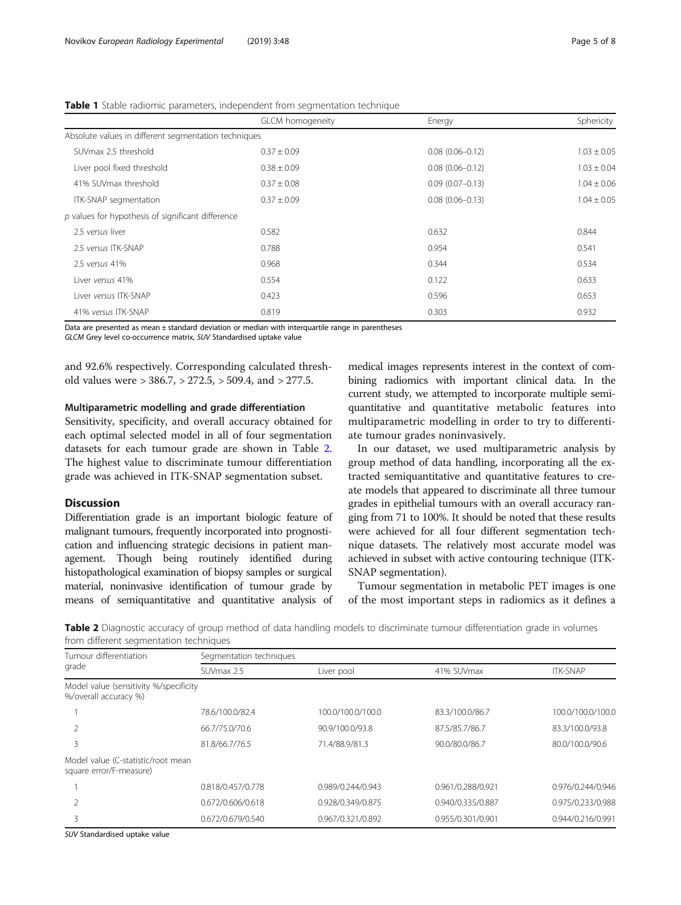**Table 1** Stable radiomic parameters, independent from segmentation technique

| | GLCM homogeneity | Energy | Sphericity |
|---|---|---|---|
| Absolute values in different segmentation techniques | | | |
| SUVmax 2.5 threshold | 0.37 ± 0.09 | 0.08 (0.06–0.12) | 1.03 ± 0.05 |
| Liver pool fixed threshold | 0.38 ± 0.09 | 0.08 (0.06–0.12) | 1.03 ± 0.04 |
| 41% SUVmax threshold | 0.37 ± 0.08 | 0.09 (0.07–0.13) | 1.04 ± 0.06 |
| ITK-SNAP segmentation | 0.37 ± 0.09 | 0.08 (0.06–0.13) | 1.04 ± 0.05 |
| *p* values for hypothesis of significant difference | | | |
| 2.5 *versus* liver | 0.582 | 0.632 | 0.844 |
| 2.5 *versus* ITK-SNAP | 0.788 | 0.954 | 0.541 |
| 2.5 *versus* 41% | 0.968 | 0.344 | 0.534 |
| Liver *versus* 41% | 0.554 | 0.122 | 0.633 |
| Liver *versus* ITK-SNAP | 0.423 | 0.596 | 0.653 |
| 41% *versus* ITK-SNAP | 0.819 | 0.303 | 0.932 |

Data are presented as mean ± standard deviation or median with interquartile range in parentheses
*GLCM* Grey level co-occurrence matrix, *SUV* Standardised uptake value

and 92.6% respectively. Corresponding calculated threshold values were > 386.7, > 272.5, > 509.4, and > 277.5.

### Multiparametric modelling and grade differentiation

Sensitivity, specificity, and overall accuracy obtained for each optimal selected model in all of four segmentation datasets for each tumour grade are shown in Table 2. The highest value to discriminate tumour differentiation grade was achieved in ITK-SNAP segmentation subset.

## Discussion

Differentiation grade is an important biologic feature of malignant tumours, frequently incorporated into prognostication and influencing strategic decisions in patient management. Though being routinely identified during histopathological examination of biopsy samples or surgical material, noninvasive identification of tumour grade by means of semiquantitative and quantitative analysis of medical images represents interest in the context of combining radiomics with important clinical data. In the current study, we attempted to incorporate multiple semiquantitative and quantitative metabolic features into multiparametric modelling in order to try to differentiate tumour grades noninvasively.

In our dataset, we used multiparametric analysis by group method of data handling, incorporating all the extracted semiquantitative and quantitative features to create models that appeared to discriminate all three tumour grades in epithelial tumours with an overall accuracy ranging from 71 to 100%. It should be noted that these results were achieved for all four different segmentation technique datasets. The relatively most accurate model was achieved in subset with active contouring technique (ITK-SNAP segmentation).

Tumour segmentation in metabolic PET images is one of the most important steps in radiomics as it defines a

**Table 2** Diagnostic accuracy of group method of data handling models to discriminate tumour differentiation grade in volumes from different segmentation techniques

| Tumour differentiation grade | Segmentation techniques | | | |
|---|---|---|---|---|
| | SUVmax 2.5 | Liver pool | 41% SUVmax | ITK-SNAP |
| Model value (sensitivity %/specificity %/overall accuracy %) | | | | |
| 1 | 78.6/100.0/82.4 | 100.0/100.0/100.0 | 83.3/100.0/86.7 | 100.0/100.0/100.0 |
| 2 | 66.7/75.0/70.6 | 90.9/100.0/93.8 | 87.5/85.7/86.7 | 83.3/100.0/93.8 |
| 3 | 81.8/66.7/76.5 | 71.4/88.9/81.3 | 90.0/80.0/86.7 | 80.0/100.0/90.6 |
| Model value (C-statistic/root mean square error/F-measure) | | | | |
| 1 | 0.818/0.457/0.778 | 0.989/0.244/0.943 | 0.961/0.288/0.921 | 0.976/0.244/0.946 |
| 2 | 0.672/0.606/0.618 | 0.928/0.349/0.875 | 0.940/0.335/0.887 | 0.975/0.233/0.988 |
| 3 | 0.672/0.679/0.540 | 0.967/0.321/0.892 | 0.955/0.301/0.901 | 0.944/0.216/0.991 |

*SUV* Standardised uptake value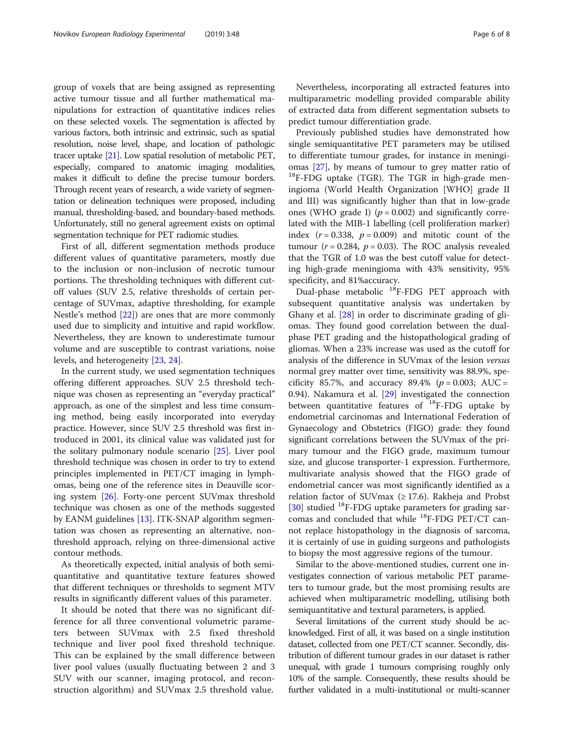group of voxels that are being assigned as representing active tumour tissue and all further mathematical manipulations for extraction of quantitative indices relies on these selected voxels. The segmentation is affected by various factors, both intrinsic and extrinsic, such as spatial resolution, noise level, shape, and location of pathologic tracer uptake [21]. Low spatial resolution of metabolic PET, especially, compared to anatomic imaging modalities, makes it difficult to define the precise tumour borders. Through recent years of research, a wide variety of segmentation or delineation techniques were proposed, including manual, thresholding-based, and boundary-based methods. Unfortunately, still no general agreement exists on optimal segmentation technique for PET radiomic studies.

First of all, different segmentation methods produce different values of quantitative parameters, mostly due to the inclusion or non-inclusion of necrotic tumour portions. The thresholding techniques with different cut-off values (SUV 2.5, relative thresholds of certain percentage of SUVmax, adaptive thresholding, for example Nestle's method [22]) are ones that are more commonly used due to simplicity and intuitive and rapid workflow. Nevertheless, they are known to underestimate tumour volume and are susceptible to contrast variations, noise levels, and heterogeneity [23, 24].

In the current study, we used segmentation techniques offering different approaches. SUV 2.5 threshold technique was chosen as representing an "everyday practical" approach, as one of the simplest and less time consuming method, being easily incorporated into everyday practice. However, since SUV 2.5 threshold was first introduced in 2001, its clinical value was validated just for the solitary pulmonary nodule scenario [25]. Liver pool threshold technique was chosen in order to try to extend principles implemented in PET/CT imaging in lymphomas, being one of the reference sites in Deauville scoring system [26]. Forty-one percent SUVmax threshold technique was chosen as one of the methods suggested by EANM guidelines [13]. ITK-SNAP algorithm segmentation was chosen as representing an alternative, non-threshold approach, relying on three-dimensional active contour methods.

As theoretically expected, initial analysis of both semiquantitative and quantitative texture features showed that different techniques or thresholds to segment MTV results in significantly different values of this parameter.

It should be noted that there was no significant difference for all three conventional volumetric parameters between SUVmax with 2.5 fixed threshold technique and liver pool fixed threshold technique. This can be explained by the small difference between liver pool values (usually fluctuating between 2 and 3 SUV with our scanner, imaging protocol, and reconstruction algorithm) and SUVmax 2.5 threshold value.

Nevertheless, incorporating all extracted features into multiparametric modelling provided comparable ability of extracted data from different segmentation subsets to predict tumour differentiation grade.

Previously published studies have demonstrated how single semiquantitative PET parameters may be utilised to differentiate tumour grades, for instance in meningiomas [27], by means of tumour to grey matter ratio of $^{18}$F-FDG uptake (TGR). The TGR in high-grade meningioma (World Health Organization [WHO] grade II and III) was significantly higher than that in low-grade ones (WHO grade I) ($p = 0.002$) and significantly correlated with the MIB-1 labelling (cell proliferation marker) index ($r = 0.338$, $p = 0.009$) and mitotic count of the tumour ($r = 0.284$, $p = 0.03$). The ROC analysis revealed that the TGR of 1.0 was the best cutoff value for detecting high-grade meningioma with 43% sensitivity, 95% specificity, and 81%accuracy.

Dual-phase metabolic $^{18}$F-FDG PET approach with subsequent quantitative analysis was undertaken by Ghany et al. [28] in order to discriminate grading of gliomas. They found good correlation between the dual-phase PET grading and the histopathological grading of gliomas. When a 23% increase was used as the cutoff for analysis of the difference in SUVmax of the lesion *versus* normal grey matter over time, sensitivity was 88.9%, specificity 85.7%, and accuracy 89.4% ($p = 0.003$; AUC = 0.94). Nakamura et al. [29] investigated the connection between quantitative features of $^{18}$F-FDG uptake by endometrial carcinomas and International Federation of Gynaecology and Obstetrics (FIGO) grade: they found significant correlations between the SUVmax of the primary tumour and the FIGO grade, maximum tumour size, and glucose transporter-1 expression. Furthermore, multivariate analysis showed that the FIGO grade of endometrial cancer was most significantly identified as a relation factor of SUVmax ($\geq 17.6$). Rakheja and Probst [30] studied $^{18}$F-FDG uptake parameters for grading sarcomas and concluded that while $^{18}$F-FDG PET/CT cannot replace histopathology in the diagnosis of sarcoma, it is certainly of use in guiding surgeons and pathologists to biopsy the most aggressive regions of the tumour.

Similar to the above-mentioned studies, current one investigates connection of various metabolic PET parameters to tumour grade, but the most promising results are achieved when multiparametric modelling, utilising both semiquantitative and textural parameters, is applied.

Several limitations of the current study should be acknowledged. First of all, it was based on a single institution dataset, collected from one PET/CT scanner. Secondly, distribution of different tumour grades in our dataset is rather unequal, with grade 1 tumours comprising roughly only 10% of the sample. Consequently, these results should be further validated in a multi-institutional or multi-scanner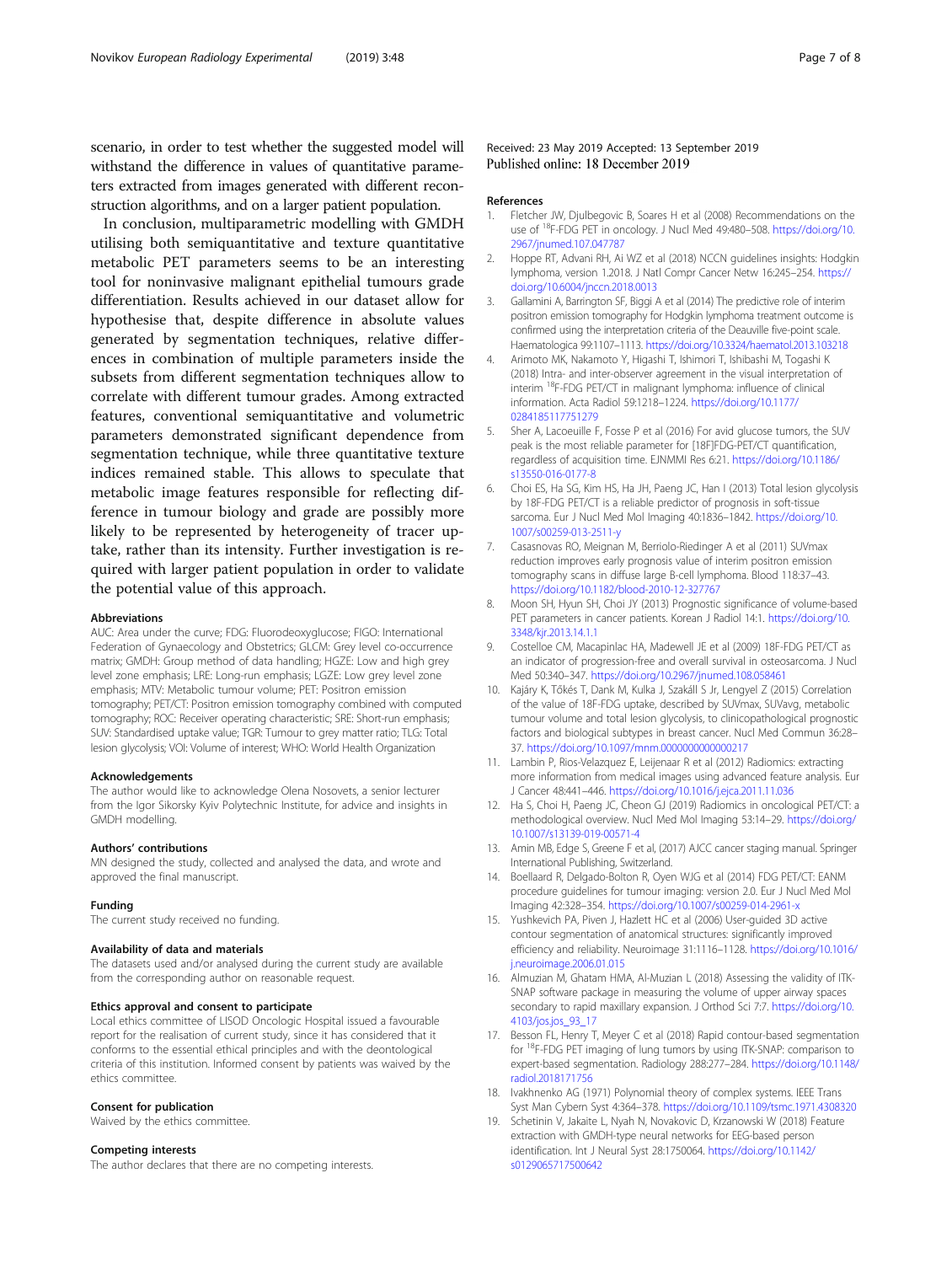scenario, in order to test whether the suggested model will withstand the difference in values of quantitative parameters extracted from images generated with different reconstruction algorithms, and on a larger patient population.

In conclusion, multiparametric modelling with GMDH utilising both semiquantitative and texture quantitative metabolic PET parameters seems to be an interesting tool for noninvasive malignant epithelial tumours grade differentiation. Results achieved in our dataset allow for hypothesise that, despite difference in absolute values generated by segmentation techniques, relative differences in combination of multiple parameters inside the subsets from different segmentation techniques allow to correlate with different tumour grades. Among extracted features, conventional semiquantitative and volumetric parameters demonstrated significant dependence from segmentation technique, while three quantitative texture indices remained stable. This allows to speculate that metabolic image features responsible for reflecting difference in tumour biology and grade are possibly more likely to be represented by heterogeneity of tracer uptake, rather than its intensity. Further investigation is required with larger patient population in order to validate the potential value of this approach.

#### Abbreviations

AUC: Area under the curve; FDG: Fluorodeoxyglucose; FIGO: International Federation of Gynaecology and Obstetrics; GLCM: Grey level co-occurrence matrix; GMDH: Group method of data handling; HGZE: Low and high grey level zone emphasis; LRE: Long-run emphasis; LGZE: Low grey level zone emphasis; MTV: Metabolic tumour volume; PET: Positron emission tomography; PET/CT: Positron emission tomography combined with computed tomography; ROC: Receiver operating characteristic; SRE: Short-run emphasis; SUV: Standardised uptake value; TGR: Tumour to grey matter ratio; TLG: Total lesion glycolysis; VOI: Volume of interest; WHO: World Health Organization

#### Acknowledgements

The author would like to acknowledge Olena Nosovets, a senior lecturer from the Igor Sikorsky Kyiv Polytechnic Institute, for advice and insights in GMDH modelling.

#### Authors' contributions

MN designed the study, collected and analysed the data, and wrote and approved the final manuscript.

#### Funding

The current study received no funding.

#### Availability of data and materials

The datasets used and/or analysed during the current study are available from the corresponding author on reasonable request.

#### Ethics approval and consent to participate

Local ethics committee of LISOD Oncologic Hospital issued a favourable report for the realisation of current study, since it has considered that it conforms to the essential ethical principles and with the deontological criteria of this institution. Informed consent by patients was waived by the ethics committee.

#### Consent for publication

Waived by the ethics committee.

#### Competing interests

The author declares that there are no competing interests.

Received: 23 May 2019 Accepted: 13 September 2019
Published online: 18 December 2019

#### References

1. Fletcher JW, Djulbegovic B, Soares H et al (2008) Recommendations on the use of [18]F-FDG PET in oncology. J Nucl Med 49:480–508. https://doi.org/10.2967/jnumed.107.047787
2. Hoppe RT, Advani RH, Ai WZ et al (2018) NCCN guidelines insights: Hodgkin lymphoma, version 1.2018. J Natl Compr Cancer Netw 16:245–254. https://doi.org/10.6004/jnccn.2018.0013
3. Gallamini A, Barrington SF, Biggi A et al (2014) The predictive role of interim positron emission tomography for Hodgkin lymphoma treatment outcome is confirmed using the interpretation criteria of the Deauville five-point scale. Haematologica 99:1107–1113. https://doi.org/10.3324/haematol.2013.103218
4. Arimoto MK, Nakamoto Y, Higashi T, Ishimori T, Ishibashi M, Togashi K (2018) Intra- and inter-observer agreement in the visual interpretation of interim [18]F-FDG PET/CT in malignant lymphoma: influence of clinical information. Acta Radiol 59:1218–1224. https://doi.org/10.1177/0284185117751279
5. Sher A, Lacoeuille F, Fosse P et al (2016) For avid glucose tumors, the SUV peak is the most reliable parameter for [18F]FDG-PET/CT quantification, regardless of acquisition time. EJNMMI Res 6:21. https://doi.org/10.1186/s13550-016-0177-8
6. Choi ES, Ha SG, Kim HS, Ha JH, Paeng JC, Han I (2013) Total lesion glycolysis by 18F-FDG PET/CT is a reliable predictor of prognosis in soft-tissue sarcoma. Eur J Nucl Med Mol Imaging 40:1836–1842. https://doi.org/10.1007/s00259-013-2511-y
7. Casasnovas RO, Meignan M, Berriolo-Riedinger A et al (2011) SUVmax reduction improves early prognosis value of interim positron emission tomography scans in diffuse large B-cell lymphoma. Blood 118:37–43. https://doi.org/10.1182/blood-2010-12-327767
8. Moon SH, Hyun SH, Choi JY (2013) Prognostic significance of volume-based PET parameters in cancer patients. Korean J Radiol 14:1. https://doi.org/10.3348/kjr.2013.14.1.1
9. Costelloe CM, Macapinlac HA, Madewell JE et al (2009) 18F-FDG PET/CT as an indicator of progression-free and overall survival in osteosarcoma. J Nucl Med 50:340–347. https://doi.org/10.2967/jnumed.108.058461
10. Kajáry K, Tőkés T, Dank M, Kulka J, Szakáll S Jr, Lengyel Z (2015) Correlation of the value of 18F-FDG uptake, described by SUVmax, SUVavg, metabolic tumour volume and total lesion glycolysis, to clinicopathological prognostic factors and biological subtypes in breast cancer. Nucl Med Commun 36:28–37. https://doi.org/10.1097/mnm.0000000000000217
11. Lambin P, Rios-Velazquez E, Leijenaar R et al (2012) Radiomics: extracting more information from medical images using advanced feature analysis. Eur J Cancer 48:441–446. https://doi.org/10.1016/j.ejca.2011.11.036
12. Ha S, Choi H, Paeng JC, Cheon GJ (2019) Radiomics in oncological PET/CT: a methodological overview. Nucl Med Mol Imaging 53:14–29. https://doi.org/10.1007/s13139-019-00571-4
13. Amin MB, Edge S, Greene F et al, (2017) AJCC cancer staging manual. Springer International Publishing, Switzerland.
14. Boellaard R, Delgado-Bolton R, Oyen WJG et al (2014) FDG PET/CT: EANM procedure guidelines for tumour imaging: version 2.0. Eur J Nucl Med Mol Imaging 42:328–354. https://doi.org/10.1007/s00259-014-2961-x
15. Yushkevich PA, Piven J, Hazlett HC et al (2006) User-guided 3D active contour segmentation of anatomical structures: significantly improved efficiency and reliability. Neuroimage 31:1116–1128. https://doi.org/10.1016/j.neuroimage.2006.01.015
16. Almuzian M, Ghatam HMA, Al-Muzian L (2018) Assessing the validity of ITK-SNAP software package in measuring the volume of upper airway spaces secondary to rapid maxillary expansion. J Orthod Sci 7:7. https://doi.org/10.4103/jos.jos_93_17
17. Besson FL, Henry T, Meyer C et al (2018) Rapid contour-based segmentation for [18]F-FDG PET imaging of lung tumors by using ITK-SNAP: comparison to expert-based segmentation. Radiology 288:277–284. https://doi.org/10.1148/radiol.2018171756
18. Ivakhnenko AG (1971) Polynomial theory of complex systems. IEEE Trans Syst Man Cybern Syst 4:364–378. https://doi.org/10.1109/tsmc.1971.4308320
19. Schetinin V, Jakaite L, Nyah N, Novakovic D, Krzanowski W (2018) Feature extraction with GMDH-type neural networks for EEG-based person identification. Int J Neural Syst 28:1750064. https://doi.org/10.1142/s0129065717500642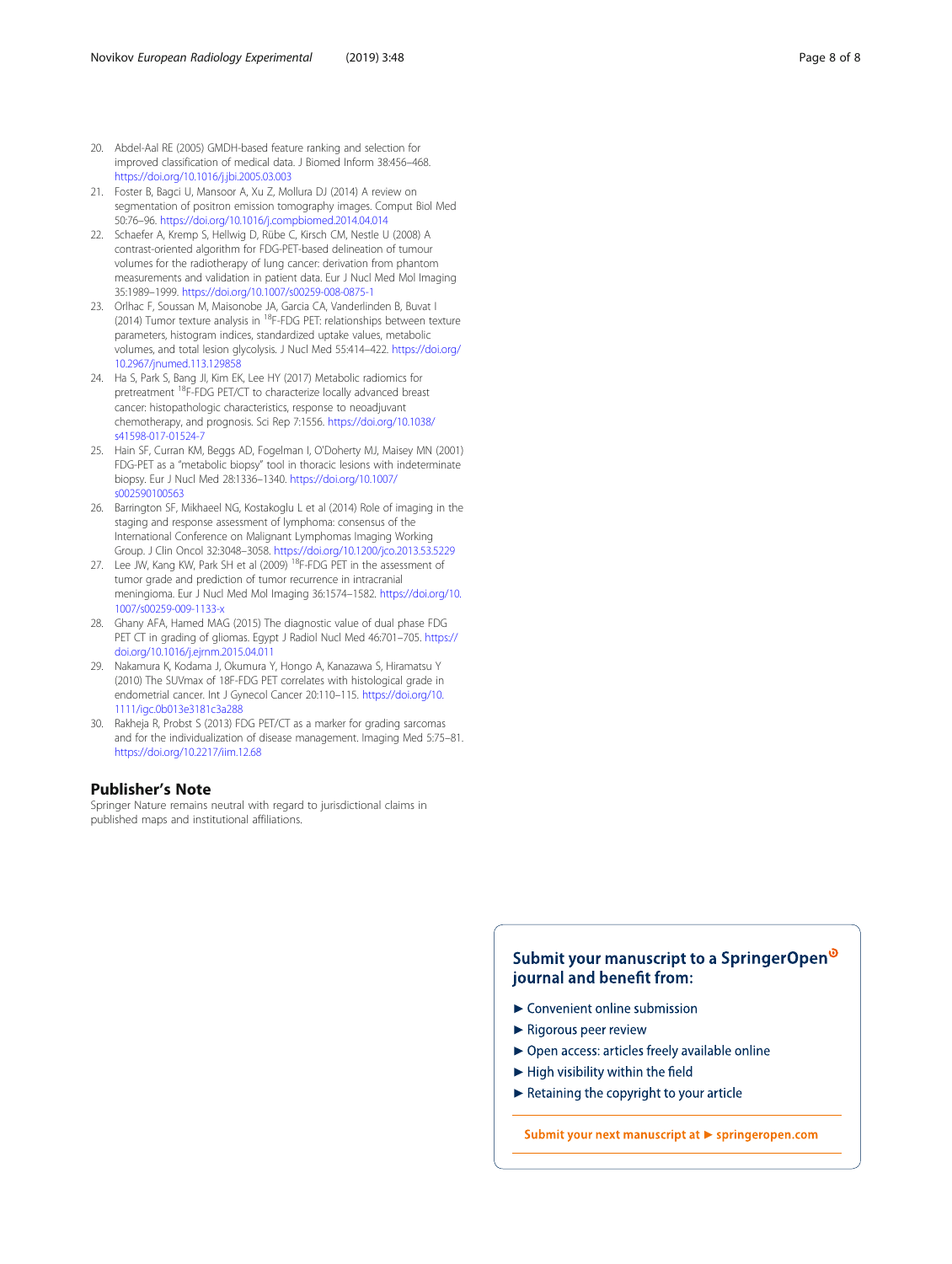20. Abdel-Aal RE (2005) GMDH-based feature ranking and selection for improved classification of medical data. J Biomed Inform 38:456–468. https://doi.org/10.1016/j.jbi.2005.03.003
21. Foster B, Bagci U, Mansoor A, Xu Z, Mollura DJ (2014) A review on segmentation of positron emission tomography images. Comput Biol Med 50:76–96. https://doi.org/10.1016/j.compbiomed.2014.04.014
22. Schaefer A, Kremp S, Hellwig D, Rübe C, Kirsch CM, Nestle U (2008) A contrast-oriented algorithm for FDG-PET-based delineation of tumour volumes for the radiotherapy of lung cancer: derivation from phantom measurements and validation in patient data. Eur J Nucl Med Mol Imaging 35:1989–1999. https://doi.org/10.1007/s00259-008-0875-1
23. Orlhac F, Soussan M, Maisonobe JA, Garcia CA, Vanderlinden B, Buvat I (2014) Tumor texture analysis in $^{18}$F-FDG PET: relationships between texture parameters, histogram indices, standardized uptake values, metabolic volumes, and total lesion glycolysis. J Nucl Med 55:414–422. https://doi.org/10.2967/jnumed.113.129858
24. Ha S, Park S, Bang JI, Kim EK, Lee HY (2017) Metabolic radiomics for pretreatment $^{18}$F-FDG PET/CT to characterize locally advanced breast cancer: histopathologic characteristics, response to neoadjuvant chemotherapy, and prognosis. Sci Rep 7:1556. https://doi.org/10.1038/s41598-017-01524-7
25. Hain SF, Curran KM, Beggs AD, Fogelman I, O'Doherty MJ, Maisey MN (2001) FDG-PET as a "metabolic biopsy" tool in thoracic lesions with indeterminate biopsy. Eur J Nucl Med 28:1336–1340. https://doi.org/10.1007/s002590100563
26. Barrington SF, Mikhaeel NG, Kostakoglu L et al (2014) Role of imaging in the staging and response assessment of lymphoma: consensus of the International Conference on Malignant Lymphomas Imaging Working Group. J Clin Oncol 32:3048–3058. https://doi.org/10.1200/jco.2013.53.5229
27. Lee JW, Kang KW, Park SH et al (2009) $^{18}$F-FDG PET in the assessment of tumor grade and prediction of tumor recurrence in intracranial meningioma. Eur J Nucl Med Mol Imaging 36:1574–1582. https://doi.org/10.1007/s00259-009-1133-x
28. Ghany AFA, Hamed MAG (2015) The diagnostic value of dual phase FDG PET CT in grading of gliomas. Egypt J Radiol Nucl Med 46:701–705. https://doi.org/10.1016/j.ejrnm.2015.04.011
29. Nakamura K, Kodama J, Okumura Y, Hongo A, Kanazawa S, Hiramatsu Y (2010) The SUVmax of 18F-FDG PET correlates with histological grade in endometrial cancer. Int J Gynecol Cancer 20:110–115. https://doi.org/10.1111/igc.0b013e3181c3a288
30. Rakheja R, Probst S (2013) FDG PET/CT as a marker for grading sarcomas and for the individualization of disease management. Imaging Med 5:75–81. https://doi.org/10.2217/iim.12.68

## Publisher's Note

Springer Nature remains neutral with regard to jurisdictional claims in published maps and institutional affiliations.

**Submit your manuscript to a SpringerOpen journal and benefit from:**

- ► Convenient online submission
- ► Rigorous peer review
- ► Open access: articles freely available online
- ► High visibility within the field
- ► Retaining the copyright to your article

**Submit your next manuscript at ► springeropen.com**